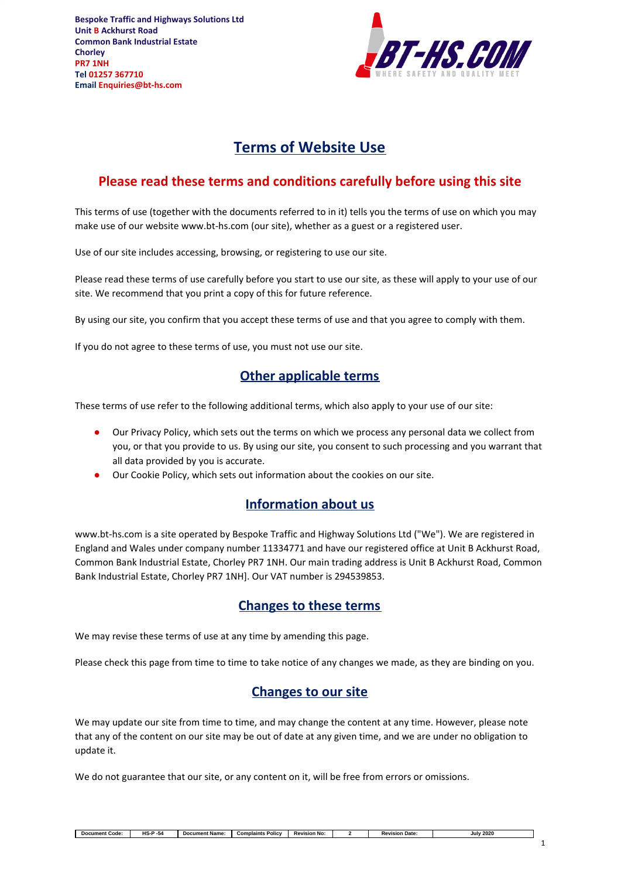Bespoke Traffic and Highways Solutions Ltd
Unit B Ackhurst Road
Common Bank Industrial Estate
Chorley
PR7 1NH
Tel 01257 367710
Email Enquiries@bt-hs.com

BT-HS.COM
WHERE SAFETY AND QUALITY MEET

# Terms of Website Use

## Please read these terms and conditions carefully before using this site

This terms of use (together with the documents referred to in it) tells you the terms of use on which you may make use of our website www.bt-hs.com (our site), whether as a guest or a registered user.

Use of our site includes accessing, browsing, or registering to use our site.

Please read these terms of use carefully before you start to use our site, as these will apply to your use of our site. We recommend that you print a copy of this for future reference.

By using our site, you confirm that you accept these terms of use and that you agree to comply with them.

If you do not agree to these terms of use, you must not use our site.

## Other applicable terms

These terms of use refer to the following additional terms, which also apply to your use of our site:

- Our Privacy Policy, which sets out the terms on which we process any personal data we collect from you, or that you provide to us. By using our site, you consent to such processing and you warrant that all data provided by you is accurate.
- Our Cookie Policy, which sets out information about the cookies on our site.

## Information about us

www.bt-hs.com is a site operated by Bespoke Traffic and Highway Solutions Ltd ("We"). We are registered in England and Wales under company number 11334771 and have our registered office at Unit B Ackhurst Road, Common Bank Industrial Estate, Chorley PR7 1NH. Our main trading address is Unit B Ackhurst Road, Common Bank Industrial Estate, Chorley PR7 1NH]. Our VAT number is 294539853.

## Changes to these terms

We may revise these terms of use at any time by amending this page.

Please check this page from time to time to take notice of any changes we made, as they are binding on you.

## Changes to our site

We may update our site from time to time, and may change the content at any time. However, please note that any of the content on our site may be out of date at any given time, and we are under no obligation to update it.

We do not guarantee that our site, or any content on it, will be free from errors or omissions.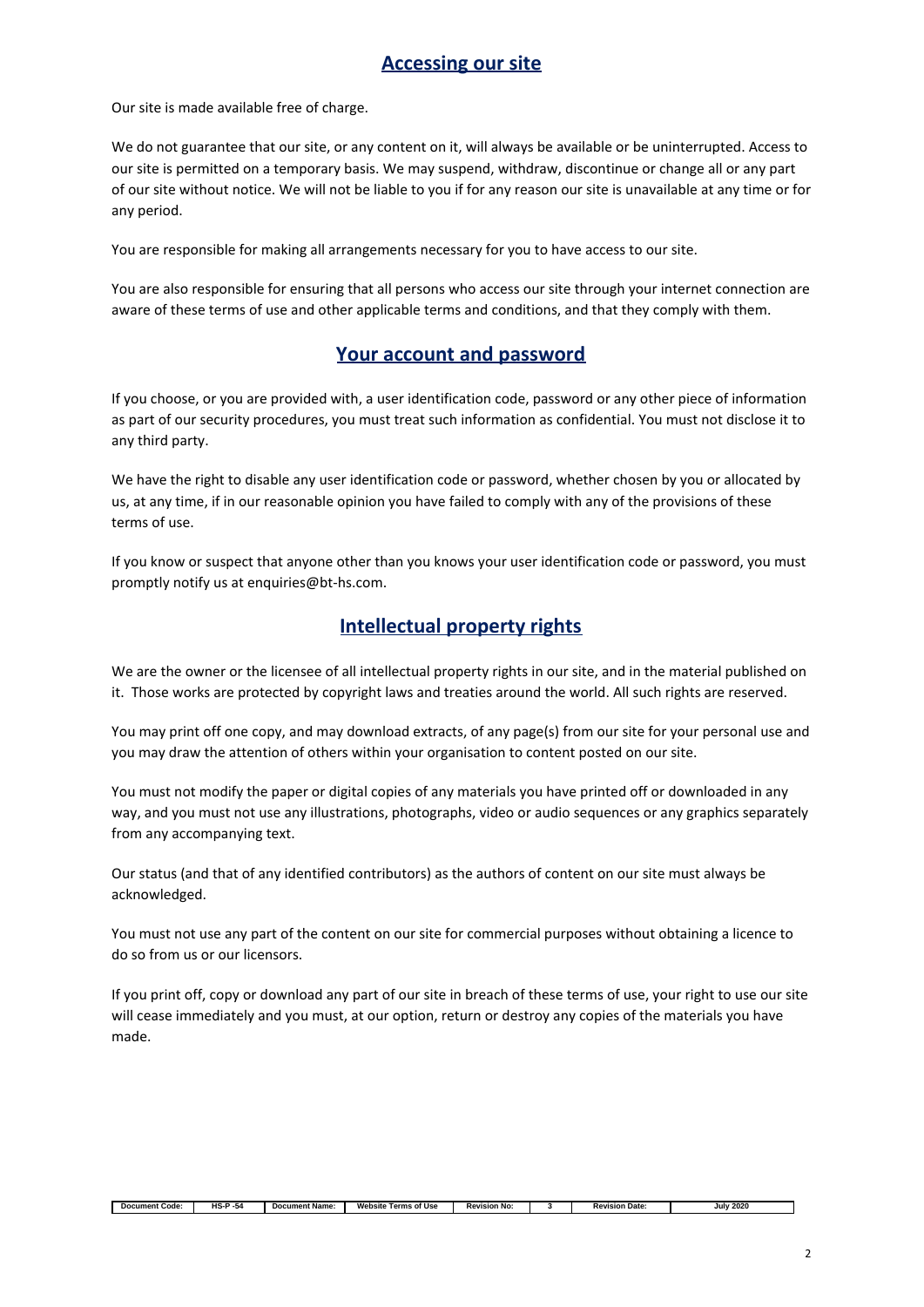## Accessing our site

Our site is made available free of charge.

We do not guarantee that our site, or any content on it, will always be available or be uninterrupted. Access to our site is permitted on a temporary basis. We may suspend, withdraw, discontinue or change all or any part of our site without notice. We will not be liable to you if for any reason our site is unavailable at any time or for any period.

You are responsible for making all arrangements necessary for you to have access to our site.

You are also responsible for ensuring that all persons who access our site through your internet connection are aware of these terms of use and other applicable terms and conditions, and that they comply with them.

## Your account and password

If you choose, or you are provided with, a user identification code, password or any other piece of information as part of our security procedures, you must treat such information as confidential. You must not disclose it to any third party.

We have the right to disable any user identification code or password, whether chosen by you or allocated by us, at any time, if in our reasonable opinion you have failed to comply with any of the provisions of these terms of use.

If you know or suspect that anyone other than you knows your user identification code or password, you must promptly notify us at enquiries@bt-hs.com.

## Intellectual property rights

We are the owner or the licensee of all intellectual property rights in our site, and in the material published on it. Those works are protected by copyright laws and treaties around the world. All such rights are reserved.

You may print off one copy, and may download extracts, of any page(s) from our site for your personal use and you may draw the attention of others within your organisation to content posted on our site.

You must not modify the paper or digital copies of any materials you have printed off or downloaded in any way, and you must not use any illustrations, photographs, video or audio sequences or any graphics separately from any accompanying text.

Our status (and that of any identified contributors) as the authors of content on our site must always be acknowledged.

You must not use any part of the content on our site for commercial purposes without obtaining a licence to do so from us or our licensors.

If you print off, copy or download any part of our site in breach of these terms of use, your right to use our site will cease immediately and you must, at our option, return or destroy any copies of the materials you have made.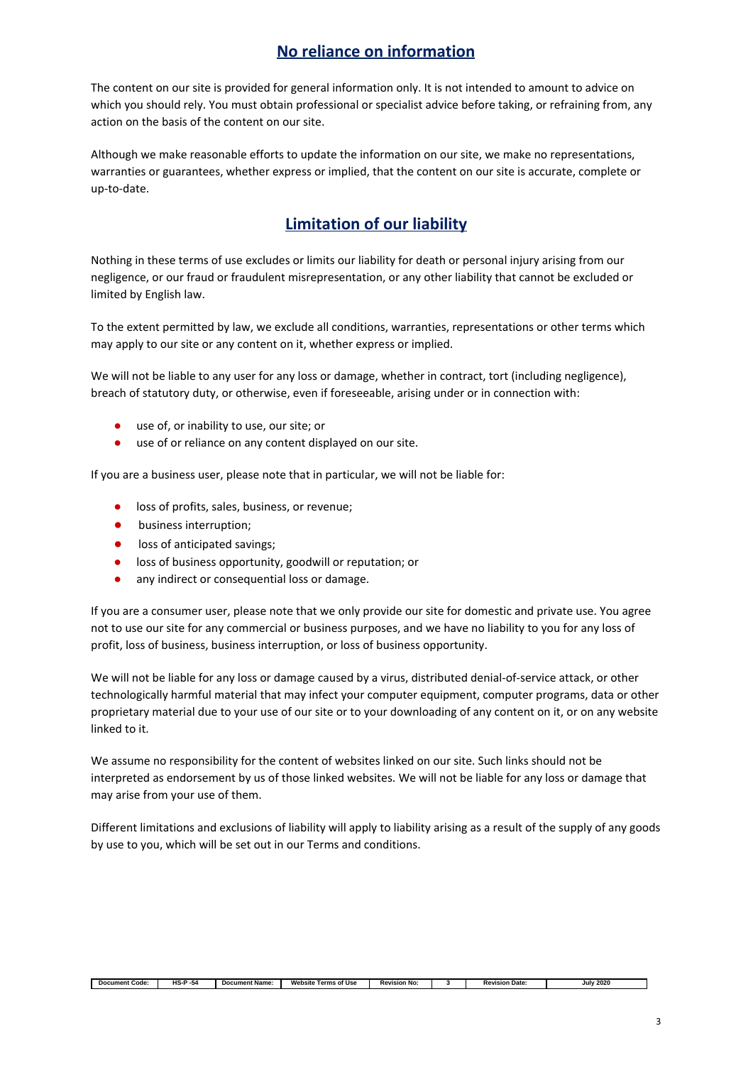## No reliance on information

The content on our site is provided for general information only. It is not intended to amount to advice on which you should rely. You must obtain professional or specialist advice before taking, or refraining from, any action on the basis of the content on our site.

Although we make reasonable efforts to update the information on our site, we make no representations, warranties or guarantees, whether express or implied, that the content on our site is accurate, complete or up-to-date.

## Limitation of our liability

Nothing in these terms of use excludes or limits our liability for death or personal injury arising from our negligence, or our fraud or fraudulent misrepresentation, or any other liability that cannot be excluded or limited by English law.

To the extent permitted by law, we exclude all conditions, warranties, representations or other terms which may apply to our site or any content on it, whether express or implied.

We will not be liable to any user for any loss or damage, whether in contract, tort (including negligence), breach of statutory duty, or otherwise, even if foreseeable, arising under or in connection with:

- use of, or inability to use, our site; or
- use of or reliance on any content displayed on our site.

If you are a business user, please note that in particular, we will not be liable for:

- loss of profits, sales, business, or revenue;
- business interruption;
- loss of anticipated savings;
- loss of business opportunity, goodwill or reputation; or
- any indirect or consequential loss or damage.

If you are a consumer user, please note that we only provide our site for domestic and private use. You agree not to use our site for any commercial or business purposes, and we have no liability to you for any loss of profit, loss of business, business interruption, or loss of business opportunity.

We will not be liable for any loss or damage caused by a virus, distributed denial-of-service attack, or other technologically harmful material that may infect your computer equipment, computer programs, data or other proprietary material due to your use of our site or to your downloading of any content on it, or on any website linked to it.

We assume no responsibility for the content of websites linked on our site. Such links should not be interpreted as endorsement by us of those linked websites. We will not be liable for any loss or damage that may arise from your use of them.

Different limitations and exclusions of liability will apply to liability arising as a result of the supply of any goods by use to you, which will be set out in our Terms and conditions.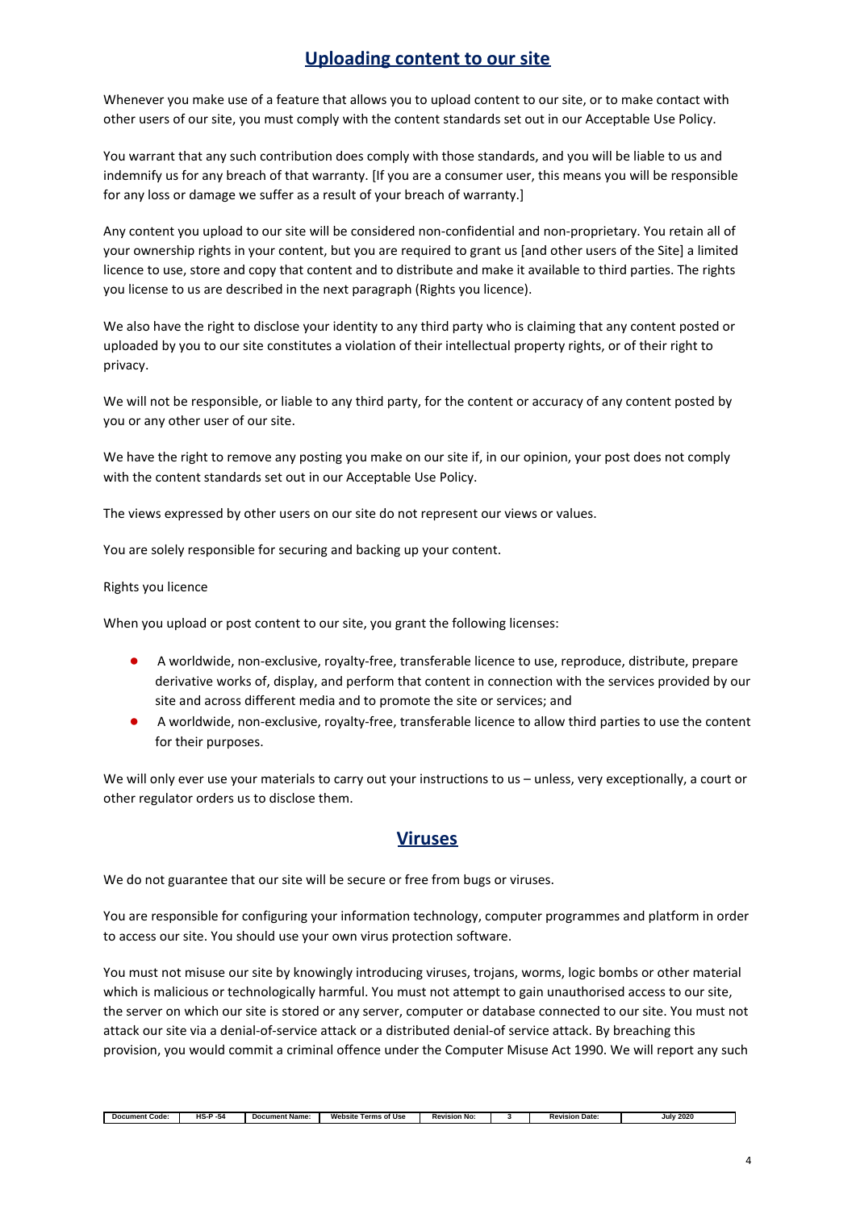## Uploading content to our site

Whenever you make use of a feature that allows you to upload content to our site, or to make contact with other users of our site, you must comply with the content standards set out in our Acceptable Use Policy.

You warrant that any such contribution does comply with those standards, and you will be liable to us and indemnify us for any breach of that warranty. [If you are a consumer user, this means you will be responsible for any loss or damage we suffer as a result of your breach of warranty.]

Any content you upload to our site will be considered non-confidential and non-proprietary. You retain all of your ownership rights in your content, but you are required to grant us [and other users of the Site] a limited licence to use, store and copy that content and to distribute and make it available to third parties. The rights you license to us are described in the next paragraph (Rights you licence).

We also have the right to disclose your identity to any third party who is claiming that any content posted or uploaded by you to our site constitutes a violation of their intellectual property rights, or of their right to privacy.

We will not be responsible, or liable to any third party, for the content or accuracy of any content posted by you or any other user of our site.

We have the right to remove any posting you make on our site if, in our opinion, your post does not comply with the content standards set out in our Acceptable Use Policy.

The views expressed by other users on our site do not represent our views or values.

You are solely responsible for securing and backing up your content.

Rights you licence

When you upload or post content to our site, you grant the following licenses:

- A worldwide, non-exclusive, royalty-free, transferable licence to use, reproduce, distribute, prepare derivative works of, display, and perform that content in connection with the services provided by our site and across different media and to promote the site or services; and
- A worldwide, non-exclusive, royalty-free, transferable licence to allow third parties to use the content for their purposes.

We will only ever use your materials to carry out your instructions to us – unless, very exceptionally, a court or other regulator orders us to disclose them.

## Viruses

We do not guarantee that our site will be secure or free from bugs or viruses.

You are responsible for configuring your information technology, computer programmes and platform in order to access our site. You should use your own virus protection software.

You must not misuse our site by knowingly introducing viruses, trojans, worms, logic bombs or other material which is malicious or technologically harmful. You must not attempt to gain unauthorised access to our site, the server on which our site is stored or any server, computer or database connected to our site. You must not attack our site via a denial-of-service attack or a distributed denial-of service attack. By breaching this provision, you would commit a criminal offence under the Computer Misuse Act 1990. We will report any such

| Document Code: | HS-P -54 | Document Name: | Website Terms of Use | Revision No: | 3 | Revision Date: | July 2020 |
| --- | --- | --- | --- | --- | --- | --- | --- |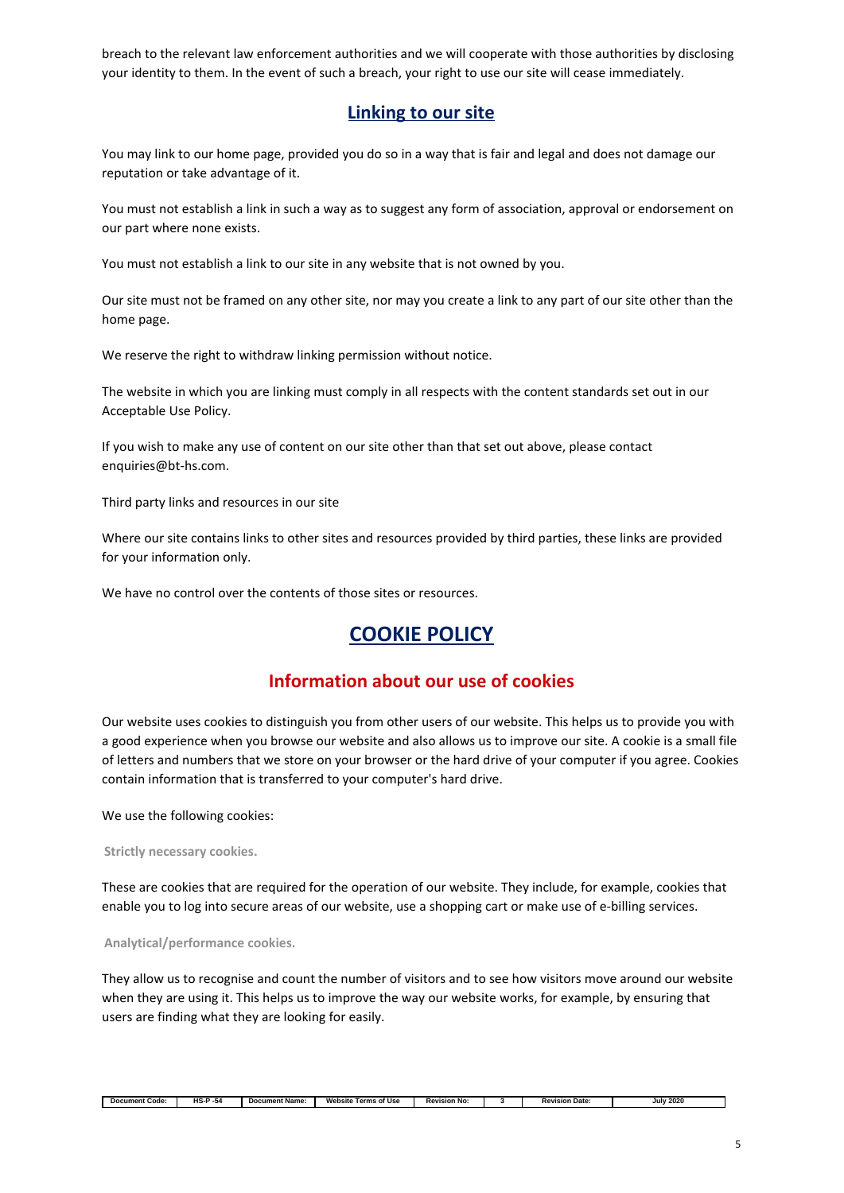breach to the relevant law enforcement authorities and we will cooperate with those authorities by disclosing your identity to them. In the event of such a breach, your right to use our site will cease immediately.

## Linking to our site

You may link to our home page, provided you do so in a way that is fair and legal and does not damage our reputation or take advantage of it.

You must not establish a link in such a way as to suggest any form of association, approval or endorsement on our part where none exists.

You must not establish a link to our site in any website that is not owned by you.

Our site must not be framed on any other site, nor may you create a link to any part of our site other than the home page.

We reserve the right to withdraw linking permission without notice.

The website in which you are linking must comply in all respects with the content standards set out in our Acceptable Use Policy.

If you wish to make any use of content on our site other than that set out above, please contact enquiries@bt-hs.com.

Third party links and resources in our site

Where our site contains links to other sites and resources provided by third parties, these links are provided for your information only.

We have no control over the contents of those sites or resources.

# COOKIE POLICY

## Information about our use of cookies

Our website uses cookies to distinguish you from other users of our website. This helps us to provide you with a good experience when you browse our website and also allows us to improve our site. A cookie is a small file of letters and numbers that we store on your browser or the hard drive of your computer if you agree. Cookies contain information that is transferred to your computer's hard drive.

We use the following cookies:

**Strictly necessary cookies.**

These are cookies that are required for the operation of our website. They include, for example, cookies that enable you to log into secure areas of our website, use a shopping cart or make use of e-billing services.

**Analytical/performance cookies.**

They allow us to recognise and count the number of visitors and to see how visitors move around our website when they are using it. This helps us to improve the way our website works, for example, by ensuring that users are finding what they are looking for easily.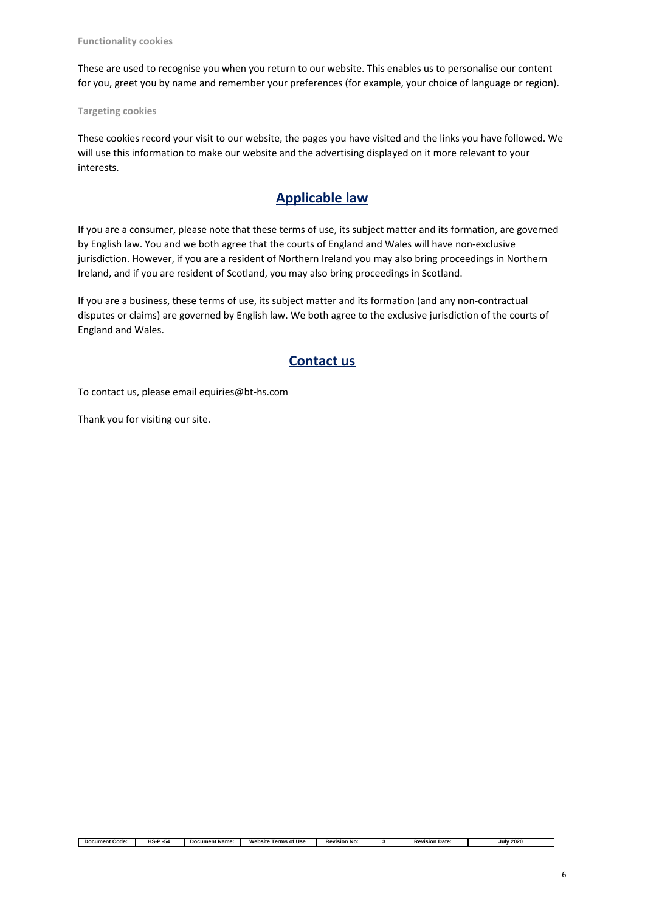#### Functionality cookies

These are used to recognise you when you return to our website. This enables us to personalise our content for you, greet you by name and remember your preferences (for example, your choice of language or region).

#### Targeting cookies

These cookies record your visit to our website, the pages you have visited and the links you have followed. We will use this information to make our website and the advertising displayed on it more relevant to your interests.

## Applicable law

If you are a consumer, please note that these terms of use, its subject matter and its formation, are governed by English law. You and we both agree that the courts of England and Wales will have non-exclusive jurisdiction. However, if you are a resident of Northern Ireland you may also bring proceedings in Northern Ireland, and if you are resident of Scotland, you may also bring proceedings in Scotland.

If you are a business, these terms of use, its subject matter and its formation (and any non-contractual disputes or claims) are governed by English law. We both agree to the exclusive jurisdiction of the courts of England and Wales.

## Contact us

To contact us, please email equiries@bt-hs.com

Thank you for visiting our site.